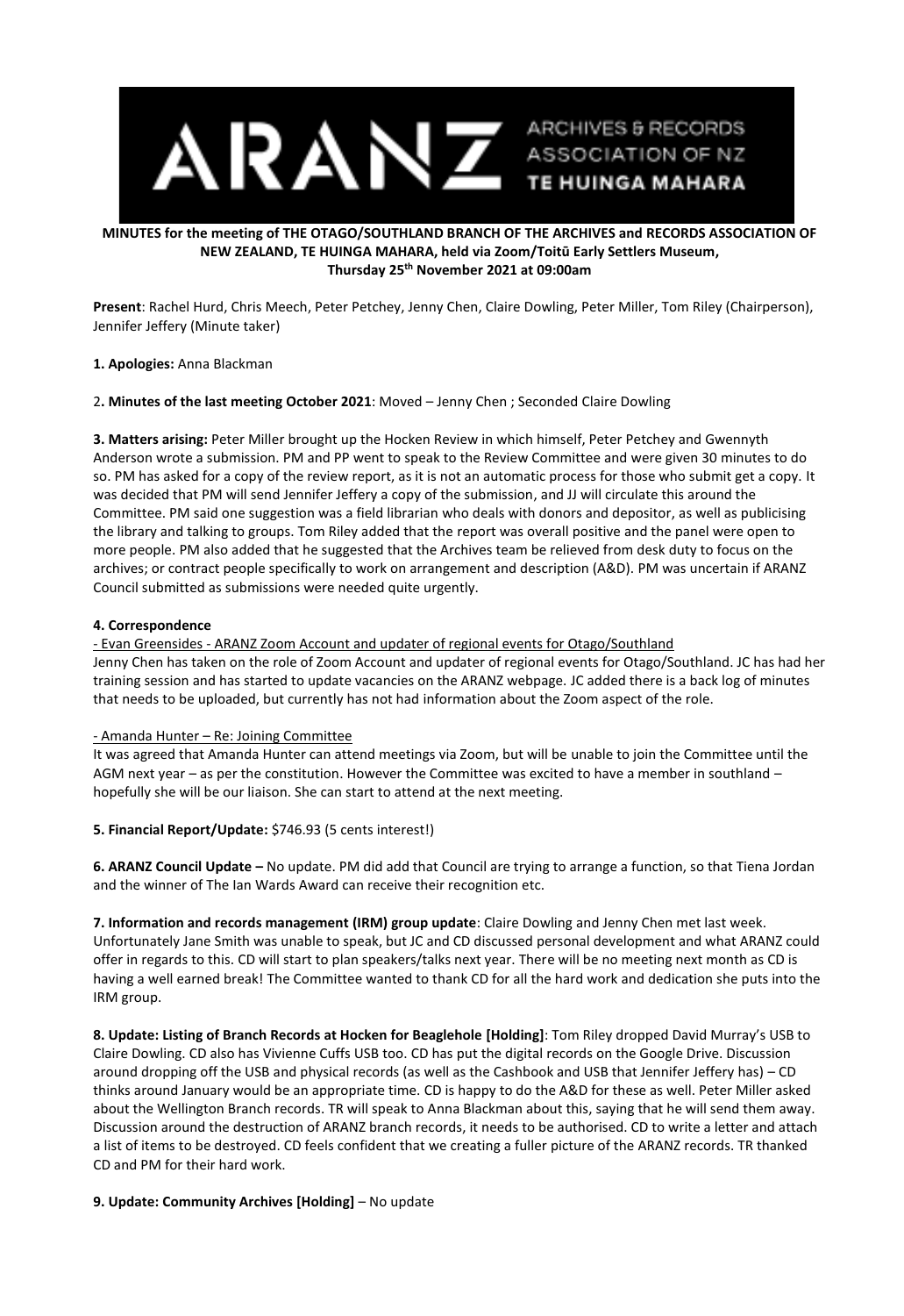ARANZ ARCHIVES & RECORDS ASSOCIATION OF NZ TE HUINGA MAHARA

**MINUTES for the meeting of THE OTAGO/SOUTHLAND BRANCH OF THE ARCHIVES and RECORDS ASSOCIATION OF NEW ZEALAND, TE HUINGA MAHARA, held via Zoom/Toitū Early Settlers Museum, Thursday 25th November 2021 at 09:00am**

**Present**: Rachel Hurd, Chris Meech, Peter Petchey, Jenny Chen, Claire Dowling, Peter Miller, Tom Riley (Chairperson), Jennifer Jeffery (Minute taker)

**1. Apologies:** Anna Blackman

2**. Minutes of the last meeting October 2021**: Moved – Jenny Chen ; Seconded Claire Dowling

**3. Matters arising:** Peter Miller brought up the Hocken Review in which himself, Peter Petchey and Gwennyth Anderson wrote a submission. PM and PP went to speak to the Review Committee and were given 30 minutes to do so. PM has asked for a copy of the review report, as it is not an automatic process for those who submit get a copy. It was decided that PM will send Jennifer Jeffery a copy of the submission, and JJ will circulate this around the Committee. PM said one suggestion was a field librarian who deals with donors and depositor, as well as publicising the library and talking to groups. Tom Riley added that the report was overall positive and the panel were open to more people. PM also added that he suggested that the Archives team be relieved from desk duty to focus on the archives; or contract people specifically to work on arrangement and description (A&D). PM was uncertain if ARANZ Council submitted as submissions were needed quite urgently.

**4. Correspondence**

- Evan Greensides - ARANZ Zoom Account and updater of regional events for Otago/Southland

Jenny Chen has taken on the role of Zoom Account and updater of regional events for Otago/Southland. JC has had her training session and has started to update vacancies on the ARANZ webpage. JC added there is a back log of minutes that needs to be uploaded, but currently has not had information about the Zoom aspect of the role.

- Amanda Hunter – Re: Joining Committee

It was agreed that Amanda Hunter can attend meetings via Zoom, but will be unable to join the Committee until the AGM next year – as per the constitution. However the Committee was excited to have a member in southland – hopefully she will be our liaison. She can start to attend at the next meeting.

**5. Financial Report/Update:** $746.93 (5 cents interest!)

**6. ARANZ Council Update –** No update. PM did add that Council are trying to arrange a function, so that Tiena Jordan and the winner of The Ian Wards Award can receive their recognition etc.

**7. Information and records management (IRM) group update**: Claire Dowling and Jenny Chen met last week. Unfortunately Jane Smith was unable to speak, but JC and CD discussed personal development and what ARANZ could offer in regards to this. CD will start to plan speakers/talks next year. There will be no meeting next month as CD is having a well earned break! The Committee wanted to thank CD for all the hard work and dedication she puts into the IRM group.

**8. Update: Listing of Branch Records at Hocken for Beaglehole [Holding]**: Tom Riley dropped David Murray's USB to Claire Dowling. CD also has Vivienne Cuffs USB too. CD has put the digital records on the Google Drive. Discussion around dropping off the USB and physical records (as well as the Cashbook and USB that Jennifer Jeffery has) – CD thinks around January would be an appropriate time. CD is happy to do the A&D for these as well. Peter Miller asked about the Wellington Branch records. TR will speak to Anna Blackman about this, saying that he will send them away. Discussion around the destruction of ARANZ branch records, it needs to be authorised. CD to write a letter and attach a list of items to be destroyed. CD feels confident that we creating a fuller picture of the ARANZ records. TR thanked CD and PM for their hard work.

**9. Update: Community Archives [Holding]** – No update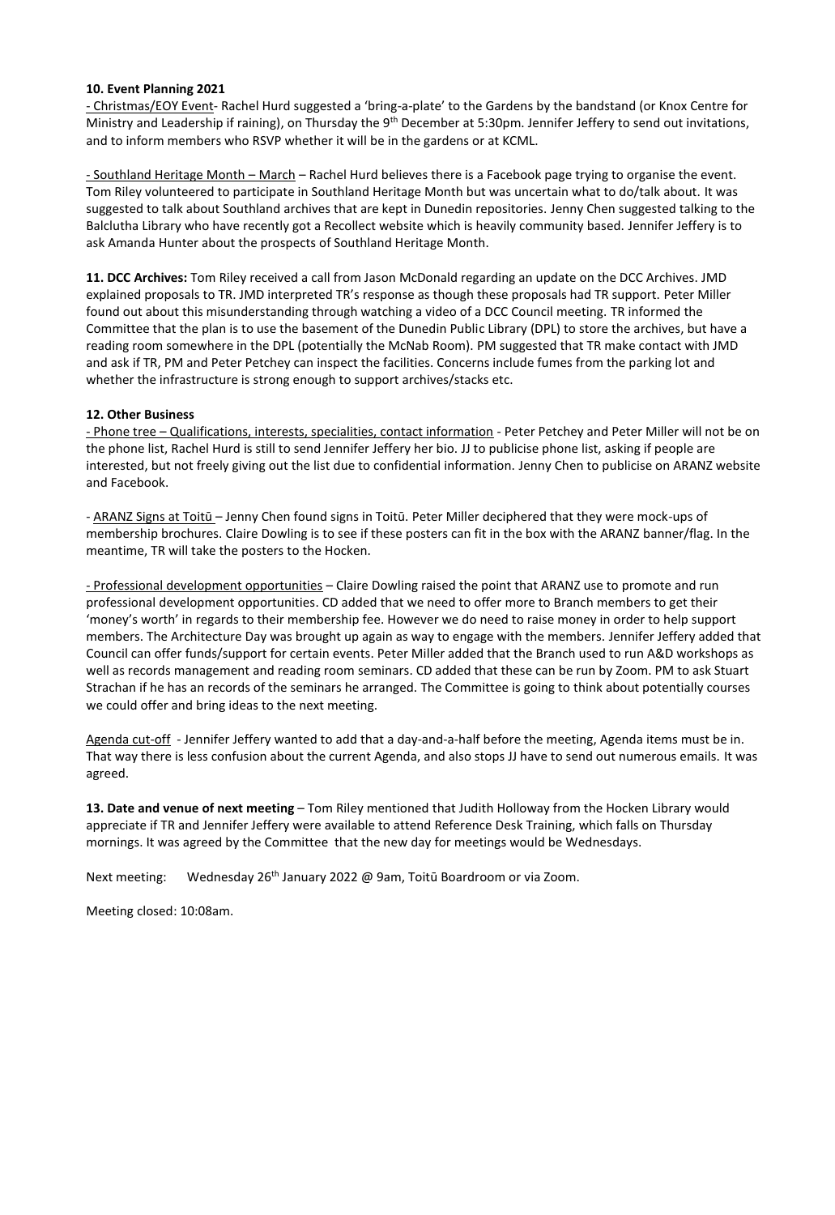**10. Event Planning 2021**

- Christmas/EOY Event- Rachel Hurd suggested a 'bring-a-plate' to the Gardens by the bandstand (or Knox Centre for Ministry and Leadership if raining), on Thursday the 9th December at 5:30pm. Jennifer Jeffery to send out invitations, and to inform members who RSVP whether it will be in the gardens or at KCML.

- Southland Heritage Month – March – Rachel Hurd believes there is a Facebook page trying to organise the event. Tom Riley volunteered to participate in Southland Heritage Month but was uncertain what to do/talk about. It was suggested to talk about Southland archives that are kept in Dunedin repositories. Jenny Chen suggested talking to the Balclutha Library who have recently got a Recollect website which is heavily community based. Jennifer Jeffery is to ask Amanda Hunter about the prospects of Southland Heritage Month.

**11. DCC Archives:** Tom Riley received a call from Jason McDonald regarding an update on the DCC Archives. JMD explained proposals to TR. JMD interpreted TR's response as though these proposals had TR support. Peter Miller found out about this misunderstanding through watching a video of a DCC Council meeting. TR informed the Committee that the plan is to use the basement of the Dunedin Public Library (DPL) to store the archives, but have a reading room somewhere in the DPL (potentially the McNab Room). PM suggested that TR make contact with JMD and ask if TR, PM and Peter Petchey can inspect the facilities. Concerns include fumes from the parking lot and whether the infrastructure is strong enough to support archives/stacks etc.

**12. Other Business**

- Phone tree – Qualifications, interests, specialities, contact information - Peter Petchey and Peter Miller will not be on the phone list, Rachel Hurd is still to send Jennifer Jeffery her bio. JJ to publicise phone list, asking if people are interested, but not freely giving out the list due to confidential information. Jenny Chen to publicise on ARANZ website and Facebook.

- ARANZ Signs at Toitū – Jenny Chen found signs in Toitū. Peter Miller deciphered that they were mock-ups of membership brochures. Claire Dowling is to see if these posters can fit in the box with the ARANZ banner/flag. In the meantime, TR will take the posters to the Hocken.

- Professional development opportunities – Claire Dowling raised the point that ARANZ use to promote and run professional development opportunities. CD added that we need to offer more to Branch members to get their 'money's worth' in regards to their membership fee. However we do need to raise money in order to help support members. The Architecture Day was brought up again as way to engage with the members. Jennifer Jeffery added that Council can offer funds/support for certain events. Peter Miller added that the Branch used to run A&D workshops as well as records management and reading room seminars. CD added that these can be run by Zoom. PM to ask Stuart Strachan if he has an records of the seminars he arranged. The Committee is going to think about potentially courses we could offer and bring ideas to the next meeting.

Agenda cut-off - Jennifer Jeffery wanted to add that a day-and-a-half before the meeting, Agenda items must be in. That way there is less confusion about the current Agenda, and also stops JJ have to send out numerous emails. It was agreed.

**13. Date and venue of next meeting** – Tom Riley mentioned that Judith Holloway from the Hocken Library would appreciate if TR and Jennifer Jeffery were available to attend Reference Desk Training, which falls on Thursday mornings. It was agreed by the Committee that the new day for meetings would be Wednesdays.

Next meeting: Wednesday 26th January 2022 @ 9am, Toitū Boardroom or via Zoom.

Meeting closed: 10:08am.